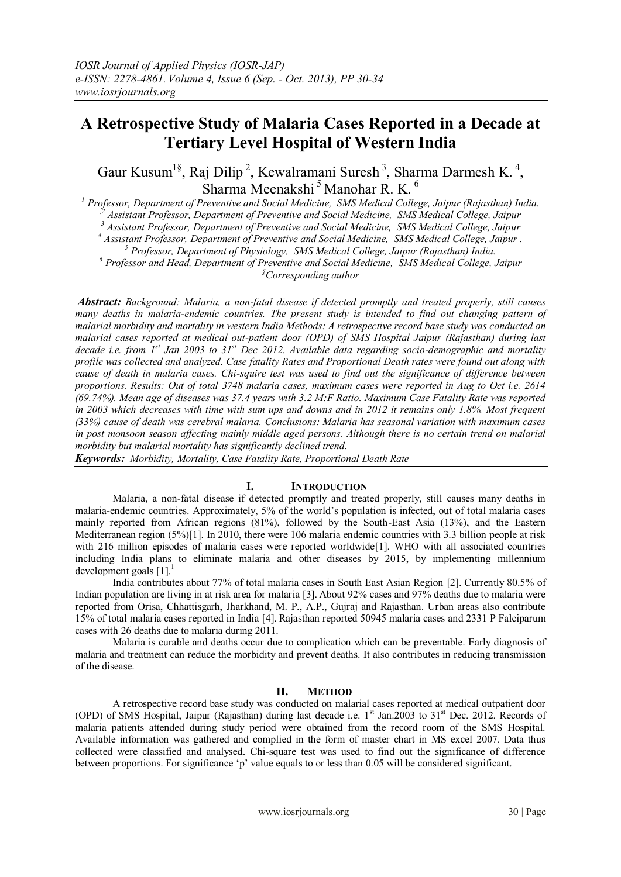# A Retrospective Study of Malaria Cases Reported in a Decade at Tertiary Level Hospital of Western India

Gaur Kusum[1§], Raj Dilip [2], Kewalramani Suresh [3], Sharma Darmesh K. [4], Sharma Meenakshi [5] Manohar R. K. [6]

[1] Professor, Department of Preventive and Social Medicine, SMS Medical College, Jaipur (Rajasthan) India.
[2] Assistant Professor, Department of Preventive and Social Medicine, SMS Medical College, Jaipur
[3] Assistant Professor, Department of Preventive and Social Medicine, SMS Medical College, Jaipur
[4] Assistant Professor, Department of Preventive and Social Medicine, SMS Medical College, Jaipur .
[5] Professor, Department of Physiology, SMS Medical College, Jaipur (Rajasthan) India.
[6] Professor and Head, Department of Preventive and Social Medicine, SMS Medical College, Jaipur
[§] Corresponding author

***Abstract:*** *Background: Malaria, a non-fatal disease if detected promptly and treated properly, still causes many deaths in malaria-endemic countries. The present study is intended to find out changing pattern of malarial morbidity and mortality in western India Methods: A retrospective record base study was conducted on malarial cases reported at medical out-patient door (OPD) of SMS Hospital Jaipur (Rajasthan) during last decade i.e. from 1st Jan 2003 to 31st Dec 2012. Available data regarding socio-demographic and mortality profile was collected and analyzed. Case fatality Rates and Proportional Death rates were found out along with cause of death in malaria cases. Chi-squire test was used to find out the significance of difference between proportions. Results: Out of total 3748 malaria cases, maximum cases were reported in Aug to Oct i.e. 2614 (69.74%). Mean age of diseases was 37.4 years with 3.2 M:F Ratio. Maximum Case Fatality Rate was reported in 2003 which decreases with time with sum ups and downs and in 2012 it remains only 1.8%. Most frequent (33%) cause of death was cerebral malaria. Conclusions: Malaria has seasonal variation with maximum cases in post monsoon season affecting mainly middle aged persons. Although there is no certain trend on malarial morbidity but malarial mortality has significantly declined trend.*

***Keywords:*** *Morbidity, Mortality, Case Fatality Rate, Proportional Death Rate*

## I. Introduction

Malaria, a non-fatal disease if detected promptly and treated properly, still causes many deaths in malaria-endemic countries. Approximately, 5% of the world's population is infected, out of total malaria cases mainly reported from African regions (81%), followed by the South-East Asia (13%), and the Eastern Mediterranean region (5%)[1]. In 2010, there were 106 malaria endemic countries with 3.3 billion people at risk with 216 million episodes of malaria cases were reported worldwide[1]. WHO with all associated countries including India plans to eliminate malaria and other diseases by 2015, by implementing millennium development goals [1].[1]

India contributes about 77% of total malaria cases in South East Asian Region [2]. Currently 80.5% of Indian population are living in at risk area for malaria [3]. About 92% cases and 97% deaths due to malaria were reported from Orisa, Chhattisgarh, Jharkhand, M. P., A.P., Gujraj and Rajasthan. Urban areas also contribute 15% of total malaria cases reported in India [4]. Rajasthan reported 50945 malaria cases and 2331 P Falciparum cases with 26 deaths due to malaria during 2011.

Malaria is curable and deaths occur due to complication which can be preventable. Early diagnosis of malaria and treatment can reduce the morbidity and prevent deaths. It also contributes in reducing transmission of the disease.

## II. Method

A retrospective record base study was conducted on malarial cases reported at medical outpatient door (OPD) of SMS Hospital, Jaipur (Rajasthan) during last decade i.e. 1st Jan.2003 to 31st Dec. 2012. Records of malaria patients attended during study period were obtained from the record room of the SMS Hospital. Available information was gathered and complied in the form of master chart in MS excel 2007. Data thus collected were classified and analysed. Chi-square test was used to find out the significance of difference between proportions. For significance 'p' value equals to or less than 0.05 will be considered significant.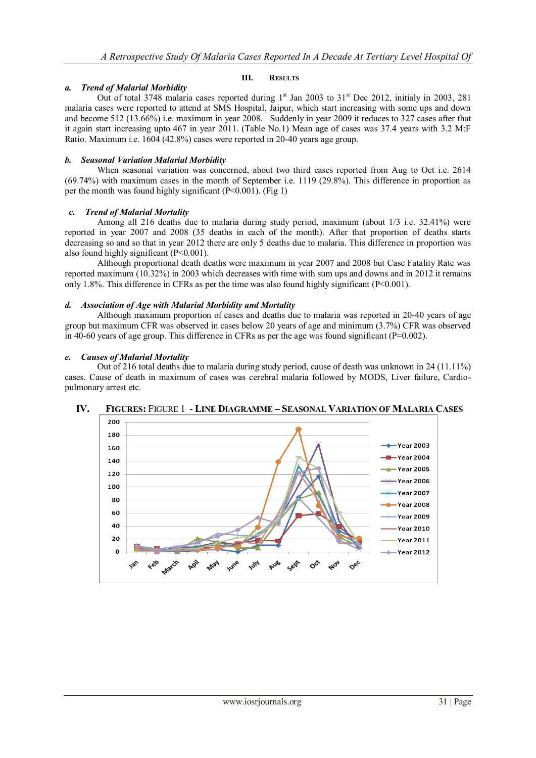## III. Results

### a. Trend of Malarial Morbidity

Out of total 3748 malaria cases reported during 1st Jan 2003 to 31st Dec 2012, initialy in 2003, 281 malaria cases were reported to attend at SMS Hospital, Jaipur, which start increasing with some ups and down and become 512 (13.66%) i.e. maximum in year 2008. Suddenly in year 2009 it reduces to 327 cases after that it again start increasing upto 467 in year 2011. (Table No.1) Mean age of cases was 37.4 years with 3.2 M:F Ratio. Maximum i.e. 1604 (42.8%) cases were reported in 20-40 years age group.

### b. Seasonal Variation Malarial Morbidity

When seasonal variation was concerned, about two third cases reported from Aug to Oct i.e. 2614 (69.74%) with maximum cases in the month of September i.e. 1119 (29.8%). This difference in proportion as per the month was found highly significant (P<0.001). (Fig 1)

### c. Trend of Malarial Mortality

Among all 216 deaths due to malaria during study period, maximum (about 1/3 i.e. 32.41%) were reported in year 2007 and 2008 (35 deaths in each of the month). After that proportion of deaths starts decreasing so and so that in year 2012 there are only 5 deaths due to malaria. This difference in proportion was also found highly significant (P<0.001).

Although proportional death deaths were maximum in year 2007 and 2008 but Case Fatality Rate was reported maximum (10.32%) in 2003 which decreases with time with sum ups and downs and in 2012 it remains only 1.8%. This difference in CFRs as per the time was also found highly significant (P<0.001).

### d. Association of Age with Malarial Morbidity and Mortality

Although maximum proportion of cases and deaths due to malaria was reported in 20-40 years of age group but maximum CFR was observed in cases below 20 years of age and minimum (3.7%) CFR was observed in 40-60 years of age group. This difference in CFRs as per the age was found significant (P=0.002).

### e. Causes of Malarial Mortality

Out of 216 total deaths due to malaria during study period, cause of death was unknown in 24 (11.11%) cases. Cause of death in maximum of cases was cerebral malaria followed by MODS, Liver failure, Cardio-pulmonary arrest etc.

## IV. Figures: Figure 1 - Line Diagramme – Seasonal Variation of Malaria Cases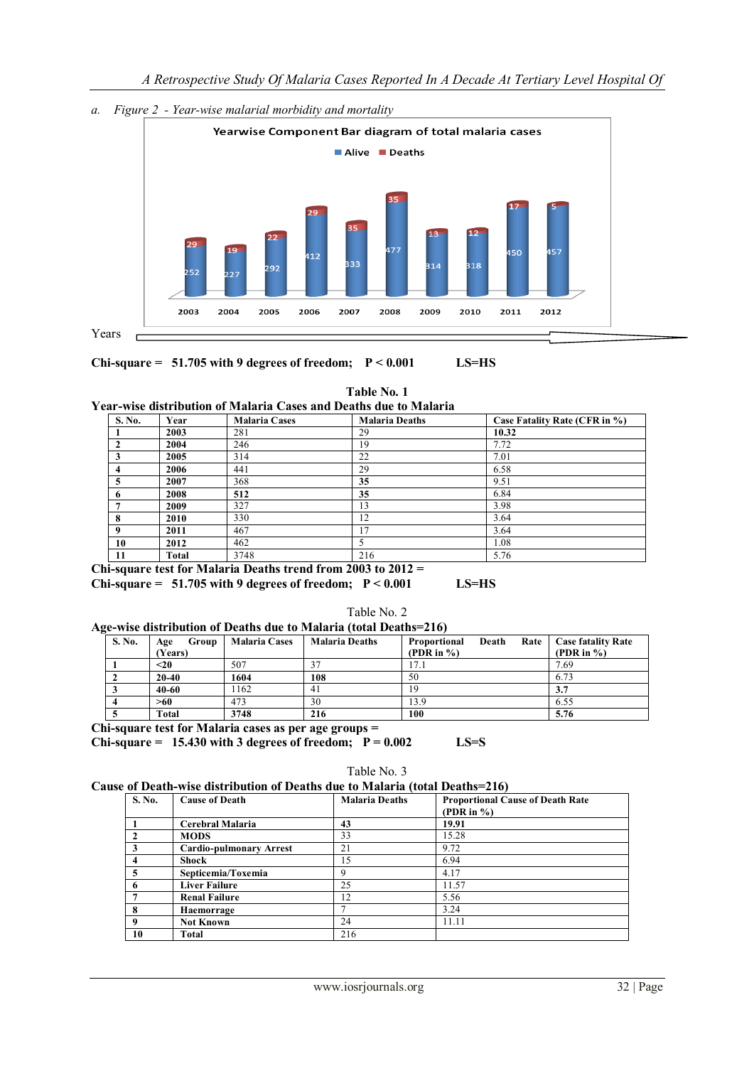a. *Figure 2 - Year-wise malarial morbidity and mortality*

Yearwise Component Bar diagram of total malaria cases

Alive  Deaths

| Year | Alive | Deaths |
|---|---|---|
| 2003 | 252 | 29 |
| 2004 | 227 | 19 |
| 2005 | 292 | 22 |
| 2006 | 412 | 29 |
| 2007 | 333 | 35 |
| 2008 | 477 | 35 |
| 2009 | 314 | 13 |
| 2010 | 318 | 12 |
| 2011 | 450 | 17 |
| 2012 | 457 | 5 |

Years

**Chi-square = 51.705 with 9 degrees of freedom; P < 0.001 LS=HS**

**Table No. 1**
**Year-wise distribution of Malaria Cases and Deaths due to Malaria**

| S. No. | Year | Malaria Cases | Malaria Deaths | Case Fatality Rate (CFR in %) |
|---|---|---|---|---|
| 1 | 2003 | 281 | 29 | **10.32** |
| 2 | 2004 | 246 | 19 | 7.72 |
| 3 | 2005 | 314 | 22 | 7.01 |
| 4 | 2006 | 441 | 29 | 6.58 |
| 5 | 2007 | 368 | **35** | 9.51 |
| 6 | 2008 | **512** | **35** | 6.84 |
| 7 | 2009 | 327 | 13 | 3.98 |
| 8 | 2010 | 330 | 12 | 3.64 |
| 9 | 2011 | 467 | 17 | 3.64 |
| 10 | 2012 | 462 | 5 | 1.08 |
| 11 | Total | 3748 | 216 | 5.76 |

**Chi-square test for Malaria Deaths trend from 2003 to 2012 =**
**Chi-square = 51.705 with 9 degrees of freedom; P < 0.001 LS=HS**

Table No. 2
**Age-wise distribution of Deaths due to Malaria (total Deaths=216)**

| S. No. | Age Group (Years) | Malaria Cases | Malaria Deaths | Proportional Death Rate (PDR in %) | Case fatality Rate (PDR in %) |
|---|---|---|---|---|---|
| 1 | <20 | 507 | 37 | 17.1 | 7.69 |
| 2 | 20-40 | 1604 | 108 | 50 | 6.73 |
| 3 | 40-60 | 1162 | 41 | 19 | 3.7 |
| 4 | >60 | 473 | 30 | 13.9 | 6.55 |
| 5 | Total | 3748 | 216 | 100 | 5.76 |

**Chi-square test for Malaria cases as per age groups =**
**Chi-square = 15.430 with 3 degrees of freedom; P = 0.002 LS=S**

Table No. 3
**Cause of Death-wise distribution of Deaths due to Malaria (total Deaths=216)**

| S. No. | Cause of Death | Malaria Deaths | Proportional Cause of Death Rate (PDR in %) |
|---|---|---|---|
| 1 | Cerebral Malaria | 43 | 19.91 |
| 2 | MODS | 33 | 15.28 |
| 3 | Cardio-pulmonary Arrest | 21 | 9.72 |
| 4 | Shock | 15 | 6.94 |
| 5 | Septicemia/Toxemia | 9 | 4.17 |
| 6 | Liver Failure | 25 | 11.57 |
| 7 | Renal Failure | 12 | 5.56 |
| 8 | Haemorrage | 7 | 3.24 |
| 9 | Not Known | 24 | 11.11 |
| 10 | Total | 216 | |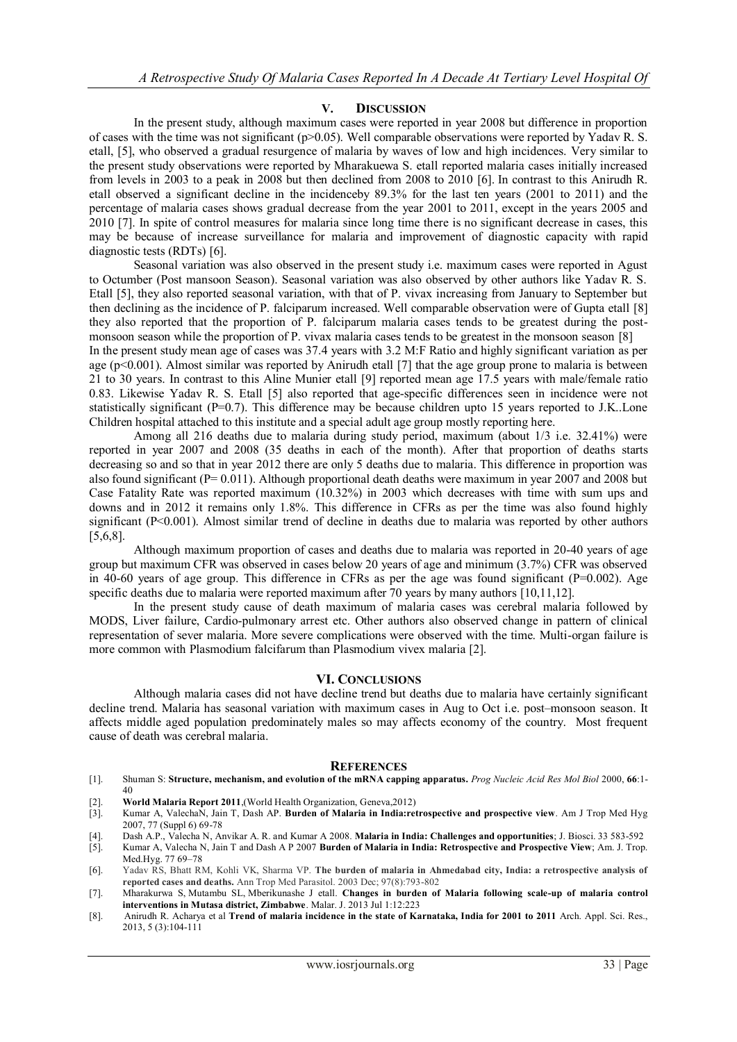## V. Discussion

In the present study, although maximum cases were reported in year 2008 but difference in proportion of cases with the time was not significant (p>0.05). Well comparable observations were reported by Yadav R. S. etall, [5], who observed a gradual resurgence of malaria by waves of low and high incidences. Very similar to the present study observations were reported by Mharakuewa S. etall reported malaria cases initially increased from levels in 2003 to a peak in 2008 but then declined from 2008 to 2010 [6]. In contrast to this Anirudh R. etall observed a significant decline in the incidenceby 89.3% for the last ten years (2001 to 2011) and the percentage of malaria cases shows gradual decrease from the year 2001 to 2011, except in the years 2005 and 2010 [7]. In spite of control measures for malaria since long time there is no significant decrease in cases, this may be because of increase surveillance for malaria and improvement of diagnostic capacity with rapid diagnostic tests (RDTs) [6].

Seasonal variation was also observed in the present study i.e. maximum cases were reported in Agust to Octumber (Post mansoon Season). Seasonal variation was also observed by other authors like Yadav R. S. Etall [5], they also reported seasonal variation, with that of P. vivax increasing from January to September but then declining as the incidence of P. falciparum increased. Well comparable observation were of Gupta etall [8] they also reported that the proportion of P. falciparum malaria cases tends to be greatest during the post-monsoon season while the proportion of P. vivax malaria cases tends to be greatest in the monsoon season [8]

In the present study mean age of cases was 37.4 years with 3.2 M:F Ratio and highly significant variation as per age (p<0.001). Almost similar was reported by Anirudh etall [7] that the age group prone to malaria is between 21 to 30 years. In contrast to this Aline Munier etall [9] reported mean age 17.5 years with male/female ratio 0.83. Likewise Yadav R. S. Etall [5] also reported that age-specific differences seen in incidence were not statistically significant (P=0.7). This difference may be because children upto 15 years reported to J.K..Lone Children hospital attached to this institute and a special adult age group mostly reporting here.

Among all 216 deaths due to malaria during study period, maximum (about 1/3 i.e. 32.41%) were reported in year 2007 and 2008 (35 deaths in each of the month). After that proportion of deaths starts decreasing so and so that in year 2012 there are only 5 deaths due to malaria. This difference in proportion was also found significant (P= 0.011). Although proportional death deaths were maximum in year 2007 and 2008 but Case Fatality Rate was reported maximum (10.32%) in 2003 which decreases with time with sum ups and downs and in 2012 it remains only 1.8%. This difference in CFRs as per the time was also found highly significant (P<0.001). Almost similar trend of decline in deaths due to malaria was reported by other authors [5,6,8].

Although maximum proportion of cases and deaths due to malaria was reported in 20-40 years of age group but maximum CFR was observed in cases below 20 years of age and minimum (3.7%) CFR was observed in 40-60 years of age group. This difference in CFRs as per the age was found significant (P=0.002). Age specific deaths due to malaria were reported maximum after 70 years by many authors [10,11,12].

In the present study cause of death maximum of malaria cases was cerebral malaria followed by MODS, Liver failure, Cardio-pulmonary arrest etc. Other authors also observed change in pattern of clinical representation of sever malaria. More severe complications were observed with the time. Multi-organ failure is more common with Plasmodium falcifarum than Plasmodium vivex malaria [2].

## VI. Conclusions

Although malaria cases did not have decline trend but deaths due to malaria have certainly significant decline trend. Malaria has seasonal variation with maximum cases in Aug to Oct i.e. post–monsoon season. It affects middle aged population predominately males so may affects economy of the country. Most frequent cause of death was cerebral malaria.

## References

[1]. Shuman S: **Structure, mechanism, and evolution of the mRNA capping apparatus.** *Prog Nucleic Acid Res Mol Biol* 2000, **66**:1-40

[2]. **World Malaria Report 2011**,(World Health Organization, Geneva,2012)

[3]. Kumar A, ValechaN, Jain T, Dash AP. **Burden of Malaria in India:retrospective and prospective view**. Am J Trop Med Hyg 2007, 77 (Suppl 6) 69-78

[4]. Dash A.P., Valecha N, Anvikar A. R. and Kumar A 2008. **Malaria in India: Challenges and opportunities**; J. Biosci. 33 583-592

[5]. Kumar A, Valecha N, Jain T and Dash A P 2007 **Burden of Malaria in India: Retrospective and Prospective View**; Am. J. Trop. Med.Hyg. 77 69–78

[6]. Yadav RS, Bhatt RM, Kohli VK, Sharma VP. **The burden of malaria in Ahmedabad city, India: a retrospective analysis of reported cases and deaths.** Ann Trop Med Parasitol. 2003 Dec; 97(8):793-802

[7]. Mharakurwa S, Mutambu SL, Mberikunashe J etall. **Changes in burden of Malaria following scale-up of malaria control interventions in Mutasa district, Zimbabwe**. Malar. J. 2013 Jul 1:12:223

[8]. Anirudh R. Acharya et al **Trend of malaria incidence in the state of Karnataka, India for 2001 to 2011** Arch. Appl. Sci. Res., 2013, 5 (3):104-111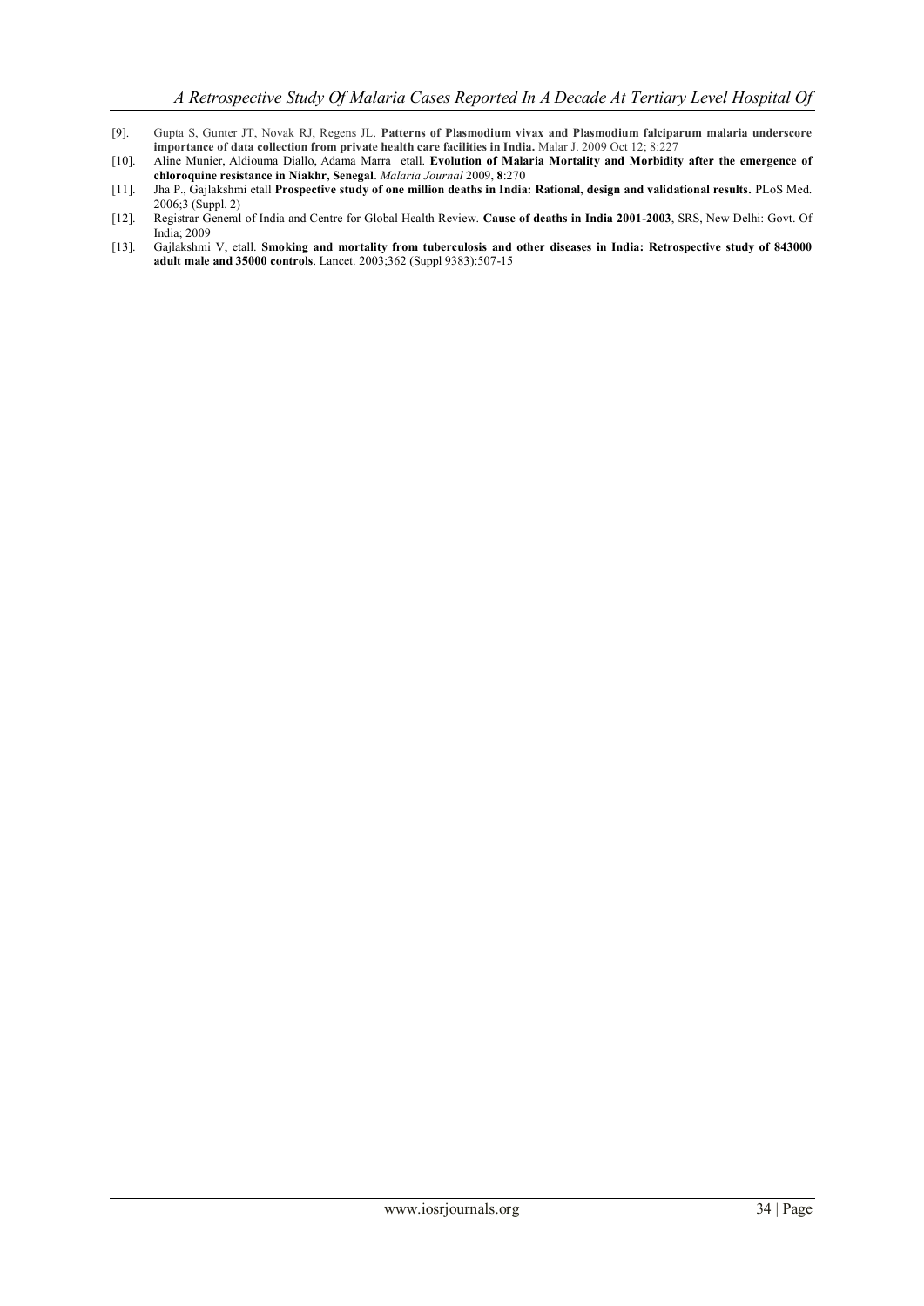[9]. Gupta S, Gunter JT, Novak RJ, Regens JL. **Patterns of Plasmodium vivax and Plasmodium falciparum malaria underscore importance of data collection from private health care facilities in India.** Malar J. 2009 Oct 12; 8:227

[10]. Aline Munier, Aldiouma Diallo, Adama Marra etall. **Evolution of Malaria Mortality and Morbidity after the emergence of chloroquine resistance in Niakhr, Senegal**. *Malaria Journal* 2009, **8**:270

[11]. Jha P., Gajlakshmi etall **Prospective study of one million deaths in India: Rational, design and validational results.** PLoS Med. 2006;3 (Suppl. 2)

[12]. Registrar General of India and Centre for Global Health Review. **Cause of deaths in India 2001-2003**, SRS, New Delhi: Govt. Of India; 2009

[13]. Gajlakshmi V, etall. **Smoking and mortality from tuberculosis and other diseases in India: Retrospective study of 843000 adult male and 35000 controls**. Lancet. 2003;362 (Suppl 9383):507-15